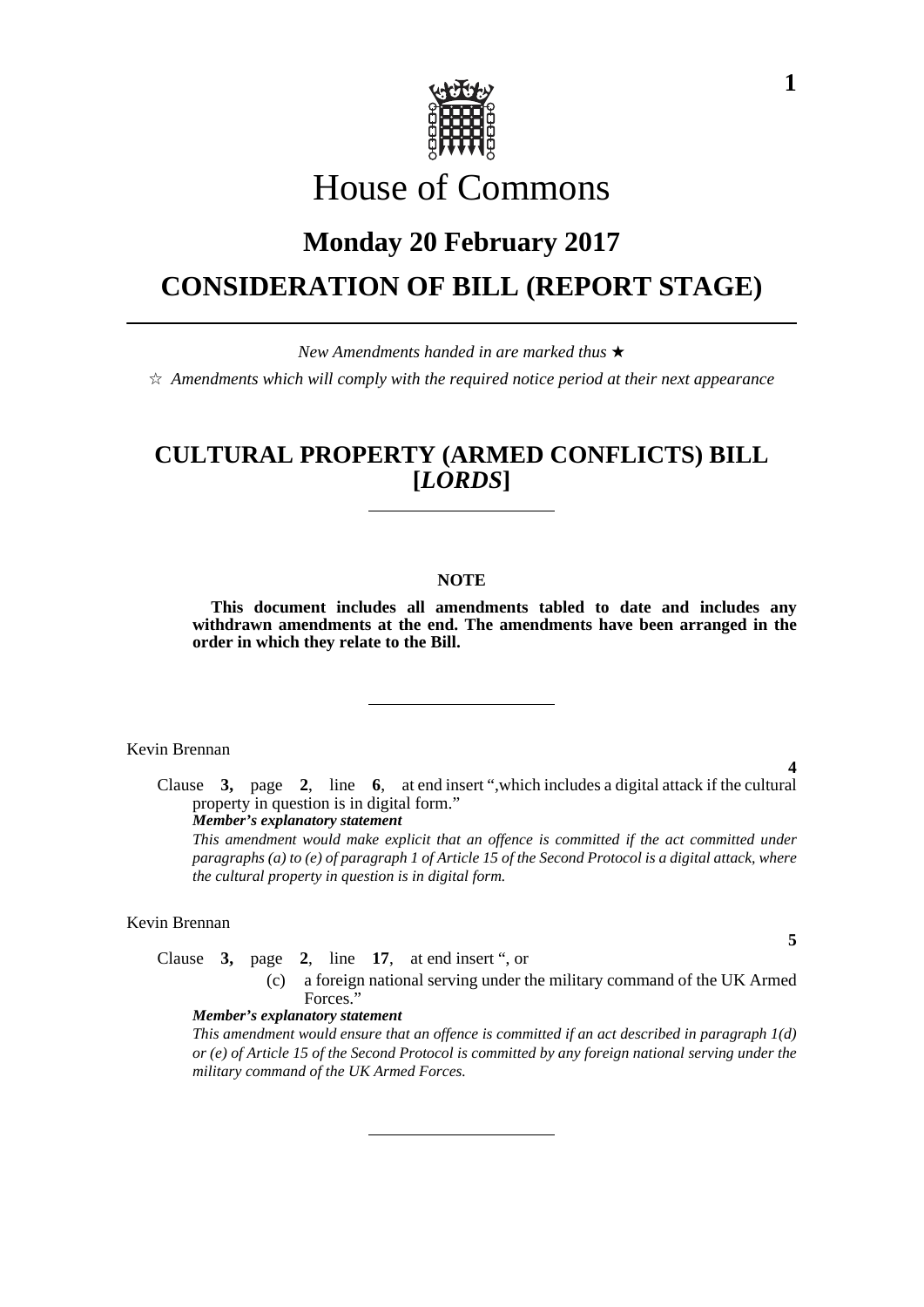# House of Commons

## Monday 20 February 2017

## CONSIDERATION OF BILL (REPORT STAGE)

*New Amendments handed in are marked thus* ★

☆ *Amendments which will comply with the required notice period at their next appearance*

## CULTURAL PROPERTY (ARMED CONFLICTS) BILL [*LORDS*]

**NOTE**

**This document includes all amendments tabled to date and includes any withdrawn amendments at the end. The amendments have been arranged in the order in which they relate to the Bill.**

Kevin Brennan

**4**

Clause **3,** page **2**, line **6**, at end insert ",which includes a digital attack if the cultural property in question is in digital form."

***Member's explanatory statement***

*This amendment would make explicit that an offence is committed if the act committed under paragraphs (a) to (e) of paragraph 1 of Article 15 of the Second Protocol is a digital attack, where the cultural property in question is in digital form.*

Kevin Brennan

**5**

Clause **3,** page **2**, line **17**, at end insert ", or

(c) a foreign national serving under the military command of the UK Armed Forces."

***Member's explanatory statement***

*This amendment would ensure that an offence is committed if an act described in paragraph 1(d) or (e) of Article 15 of the Second Protocol is committed by any foreign national serving under the military command of the UK Armed Forces.*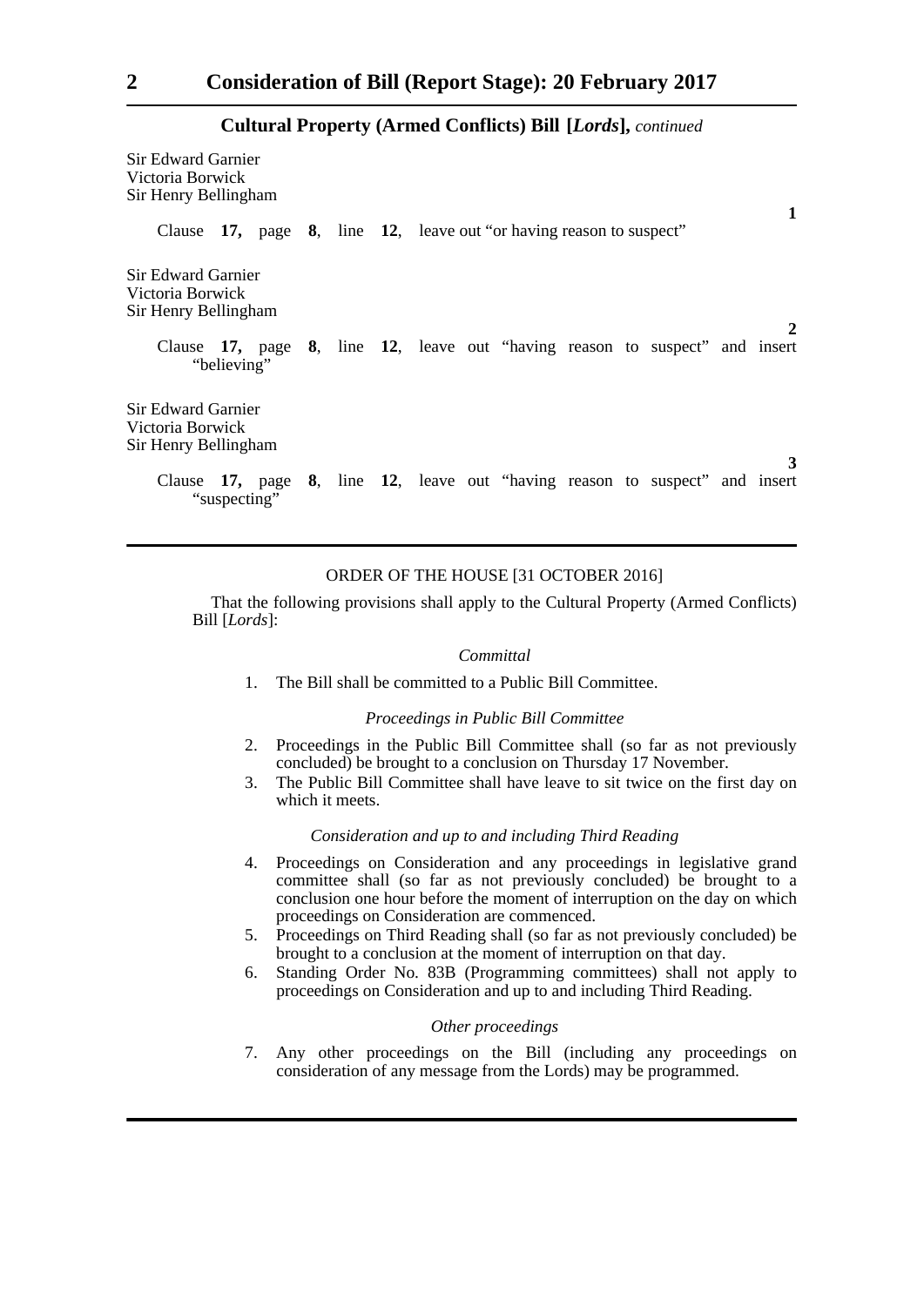**Cultural Property (Armed Conflicts) Bill [*Lords*],** *continued*

Sir Edward Garnier
Victoria Borwick
Sir Henry Bellingham

**1**

Clause **17,** page **8**, line **12**, leave out "or having reason to suspect"

Sir Edward Garnier
Victoria Borwick
Sir Henry Bellingham

**2**

Clause **17,** page **8**, line **12**, leave out "having reason to suspect" and insert "believing"

Sir Edward Garnier
Victoria Borwick
Sir Henry Bellingham

**3**

Clause **17,** page **8**, line **12**, leave out "having reason to suspect" and insert "suspecting"

---

ORDER OF THE HOUSE [31 OCTOBER 2016]

That the following provisions shall apply to the Cultural Property (Armed Conflicts) Bill [*Lords*]:

*Committal*

1. The Bill shall be committed to a Public Bill Committee.

*Proceedings in Public Bill Committee*

2. Proceedings in the Public Bill Committee shall (so far as not previously concluded) be brought to a conclusion on Thursday 17 November.
3. The Public Bill Committee shall have leave to sit twice on the first day on which it meets.

*Consideration and up to and including Third Reading*

4. Proceedings on Consideration and any proceedings in legislative grand committee shall (so far as not previously concluded) be brought to a conclusion one hour before the moment of interruption on the day on which proceedings on Consideration are commenced.
5. Proceedings on Third Reading shall (so far as not previously concluded) be brought to a conclusion at the moment of interruption on that day.
6. Standing Order No. 83B (Programming committees) shall not apply to proceedings on Consideration and up to and including Third Reading.

*Other proceedings*

7. Any other proceedings on the Bill (including any proceedings on consideration of any message from the Lords) may be programmed.